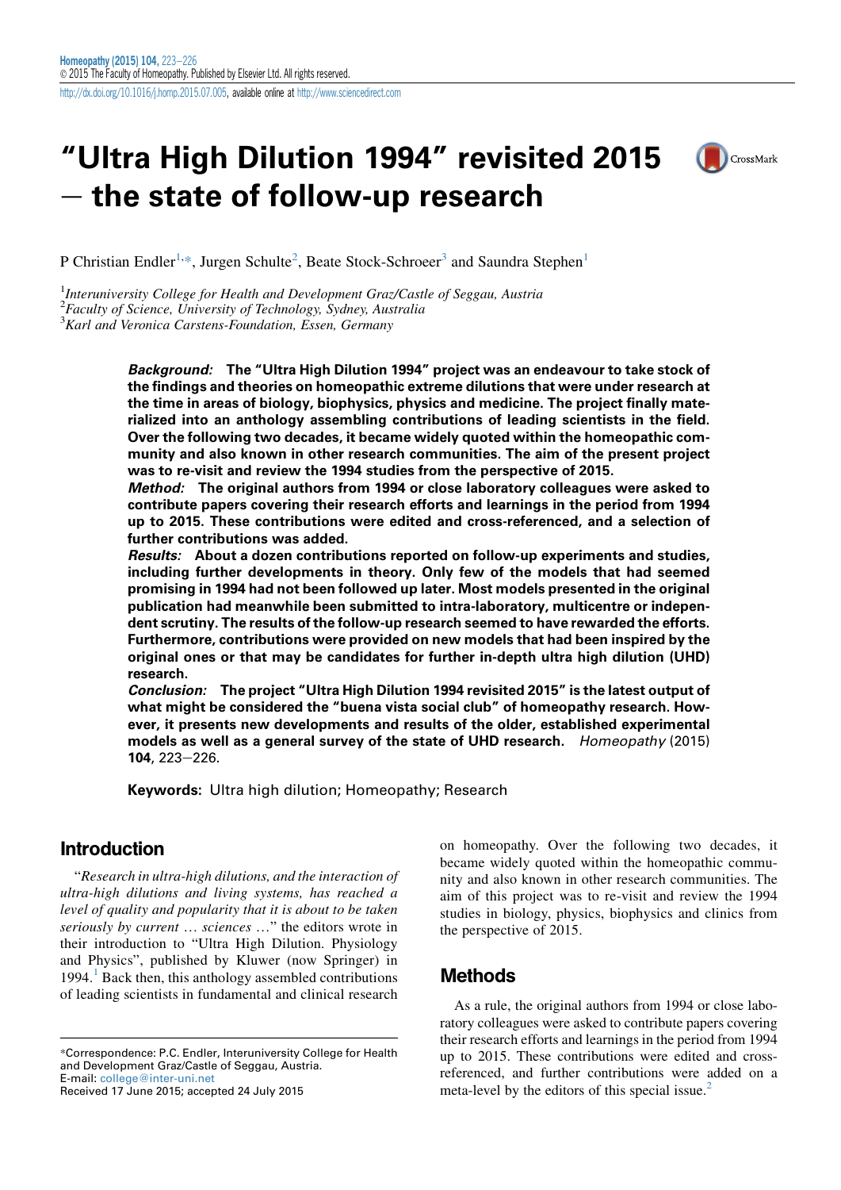# "Ultra High Dilution 1994" revisited 2015 – the state of follow-up research

P Christian Endler[1,*], Jurgen Schulte[2], Beate Stock-Schroeer[3] and Saundra Stephen[1]

[1]*Interuniversity College for Health and Development Graz/Castle of Seggau, Austria*
[2]*Faculty of Science, University of Technology, Sydney, Australia*
[3]*Karl and Veronica Carstens-Foundation, Essen, Germany*

***Background:*** **The "Ultra High Dilution 1994" project was an endeavour to take stock of the findings and theories on homeopathic extreme dilutions that were under research at the time in areas of biology, biophysics, physics and medicine. The project finally materialized into an anthology assembling contributions of leading scientists in the field. Over the following two decades, it became widely quoted within the homeopathic community and also known in other research communities. The aim of the present project was to re-visit and review the 1994 studies from the perspective of 2015.**

***Method:*** **The original authors from 1994 or close laboratory colleagues were asked to contribute papers covering their research efforts and learnings in the period from 1994 up to 2015. These contributions were edited and cross-referenced, and a selection of further contributions was added.**

***Results:*** **About a dozen contributions reported on follow-up experiments and studies, including further developments in theory. Only few of the models that had seemed promising in 1994 had not been followed up later. Most models presented in the original publication had meanwhile been submitted to intra-laboratory, multicentre or independent scrutiny. The results of the follow-up research seemed to have rewarded the efforts. Furthermore, contributions were provided on new models that had been inspired by the original ones or that may be candidates for further in-depth ultra high dilution (UHD) research.**

***Conclusion:*** **The project "Ultra High Dilution 1994 revisited 2015" is the latest output of what might be considered the "buena vista social club" of homeopathy research. However, it presents new developments and results of the older, established experimental models as well as a general survey of the state of UHD research.** *Homeopathy* (2015) **104**, 223–226.

**Keywords:** Ultra high dilution; Homeopathy; Research

## Introduction

"*Research in ultra-high dilutions, and the interaction of ultra-high dilutions and living systems, has reached a level of quality and popularity that it is about to be taken seriously by current … sciences …*" the editors wrote in their introduction to "Ultra High Dilution. Physiology and Physics", published by Kluwer (now Springer) in 1994.[1] Back then, this anthology assembled contributions of leading scientists in fundamental and clinical research on homeopathy. Over the following two decades, it became widely quoted within the homeopathic community and also known in other research communities. The aim of this project was to re-visit and review the 1994 studies in biology, physics, biophysics and clinics from the perspective of 2015.

## Methods

As a rule, the original authors from 1994 or close laboratory colleagues were asked to contribute papers covering their research efforts and learnings in the period from 1994 up to 2015. These contributions were edited and cross-referenced, and further contributions were added on a meta-level by the editors of this special issue.[2]

*Correspondence: P.C. Endler, Interuniversity College for Health and Development Graz/Castle of Seggau, Austria.
E-mail: college@inter-uni.net
Received 17 June 2015; accepted 24 July 2015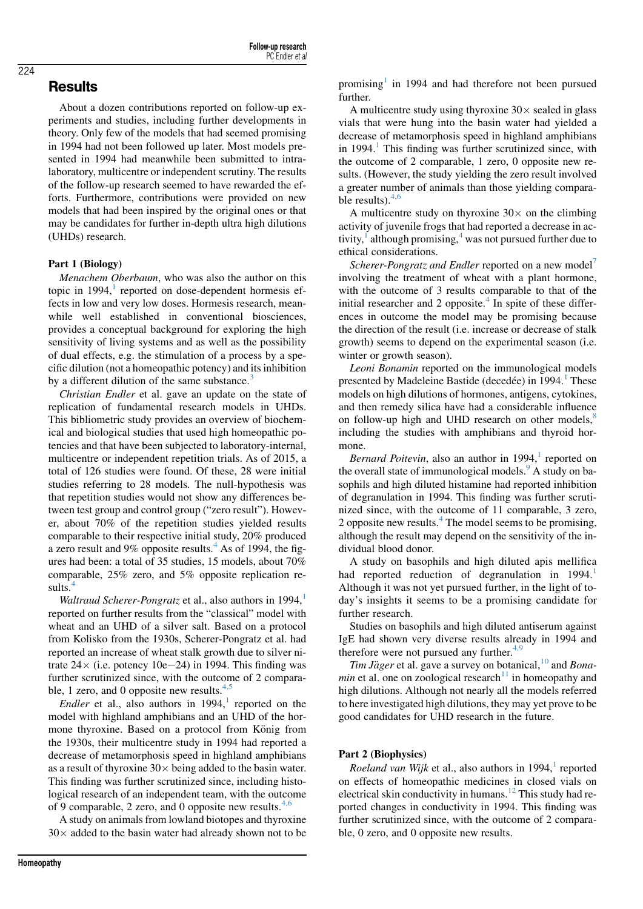## Results

About a dozen contributions reported on follow-up experiments and studies, including further developments in theory. Only few of the models that had seemed promising in 1994 had not been followed up later. Most models presented in 1994 had meanwhile been submitted to intralaboratory, multicentre or independent scrutiny. The results of the follow-up research seemed to have rewarded the efforts. Furthermore, contributions were provided on new models that had been inspired by the original ones or that may be candidates for further in-depth ultra high dilutions (UHDs) research.

### Part 1 (Biology)

*Menachem Oberbaum*, who was also the author on this topic in 1994,[1] reported on dose-dependent hormesis effects in low and very low doses. Hormesis research, meanwhile well established in conventional biosciences, provides a conceptual background for exploring the high sensitivity of living systems and as well as the possibility of dual effects, e.g. the stimulation of a process by a specific dilution (not a homeopathic potency) and its inhibition by a different dilution of the same substance.[3]

*Christian Endler* et al. gave an update on the state of replication of fundamental research models in UHDs. This bibliometric study provides an overview of biochemical and biological studies that used high homeopathic potencies and that have been subjected to laboratory-internal, multicentre or independent repetition trials. As of 2015, a total of 126 studies were found. Of these, 28 were initial studies referring to 28 models. The null-hypothesis was that repetition studies would not show any differences between test group and control group ("zero result"). However, about 70% of the repetition studies yielded results comparable to their respective initial study, 20% produced a zero result and 9% opposite results.[4] As of 1994, the figures had been: a total of 35 studies, 15 models, about 70% comparable, 25% zero, and 5% opposite replication results.[4]

*Waltraud Scherer-Pongratz* et al., also authors in 1994,[1] reported on further results from the "classical" model with wheat and an UHD of a silver salt. Based on a protocol from Kolisko from the 1930s, Scherer-Pongratz et al. had reported an increase of wheat stalk growth due to silver nitrate 24× (i.e. potency 10e−24) in 1994. This finding was further scrutinized since, with the outcome of 2 comparable, 1 zero, and 0 opposite new results.[4,5]

*Endler* et al., also authors in 1994,[1] reported on the model with highland amphibians and an UHD of the hormone thyroxine. Based on a protocol from König from the 1930s, their multicentre study in 1994 had reported a decrease of metamorphosis speed in highland amphibians as a result of thyroxine 30× being added to the basin water. This finding was further scrutinized since, including histological research of an independent team, with the outcome of 9 comparable, 2 zero, and 0 opposite new results.[4,6]

A study on animals from lowland biotopes and thyroxine 30× added to the basin water had already shown not to be promising[1] in 1994 and had therefore not been pursued further.

A multicentre study using thyroxine 30× sealed in glass vials that were hung into the basin water had yielded a decrease of metamorphosis speed in highland amphibians in 1994.[1] This finding was further scrutinized since, with the outcome of 2 comparable, 1 zero, 0 opposite new results. (However, the study yielding the zero result involved a greater number of animals than those yielding comparable results).[4,6]

A multicentre study on thyroxine 30× on the climbing activity of juvenile frogs that had reported a decrease in activity,[1] although promising,[4] was not pursued further due to ethical considerations.

*Scherer-Pongratz and Endler* reported on a new model[7] involving the treatment of wheat with a plant hormone, with the outcome of 3 results comparable to that of the initial researcher and 2 opposite.[4] In spite of these differences in outcome the model may be promising because the direction of the result (i.e. increase or decrease of stalk growth) seems to depend on the experimental season (i.e. winter or growth season).

*Leoni Bonamin* reported on the immunological models presented by Madeleine Bastide (decedée) in 1994.[1] These models on high dilutions of hormones, antigens, cytokines, and then remedy silica have had a considerable influence on follow-up high and UHD research on other models,[8] including the studies with amphibians and thyroid hormone.

*Bernard Poitevin*, also an author in 1994,[1] reported on the overall state of immunological models.[9] A study on basophils and high diluted histamine had reported inhibition of degranulation in 1994. This finding was further scrutinized since, with the outcome of 11 comparable, 3 zero, 2 opposite new results.[4] The model seems to be promising, although the result may depend on the sensitivity of the individual blood donor.

A study on basophils and high diluted apis mellifica had reported reduction of degranulation in 1994.[1] Although it was not yet pursued further, in the light of today's insights it seems to be a promising candidate for further research.

Studies on basophils and high diluted antiserum against IgE had shown very diverse results already in 1994 and therefore were not pursued any further.[4,9]

*Tim Jäger* et al. gave a survey on botanical,[10] and *Bonamin* et al. one on zoological research[11] in homeopathy and high dilutions. Although not nearly all the models referred to here investigated high dilutions, they may yet prove to be good candidates for UHD research in the future.

### Part 2 (Biophysics)

*Roeland van Wijk* et al., also authors in 1994,[1] reported on effects of homeopathic medicines in closed vials on electrical skin conductivity in humans.[12] This study had reported changes in conductivity in 1994. This finding was further scrutinized since, with the outcome of 2 comparable, 0 zero, and 0 opposite new results.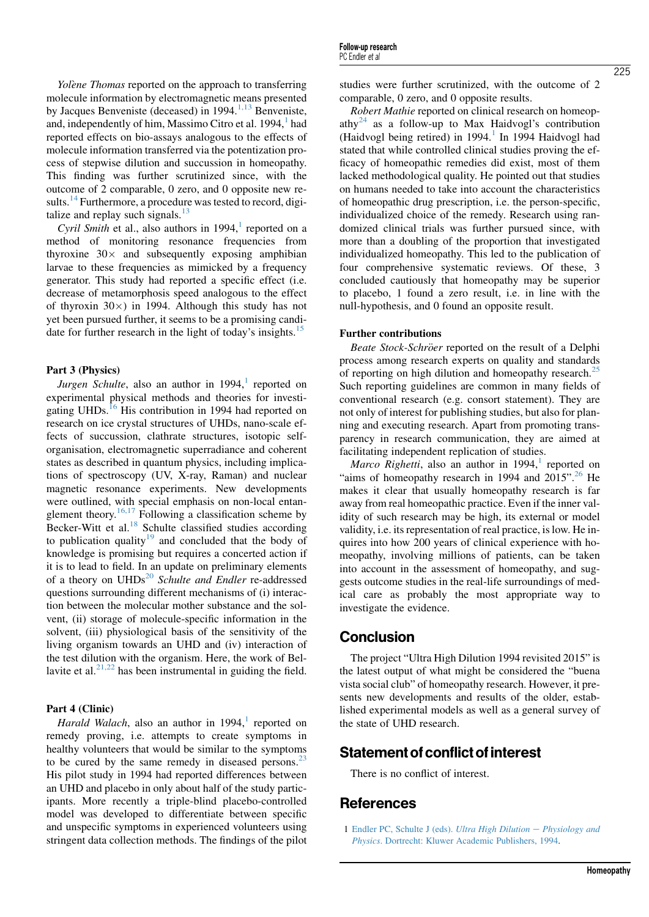*Yolène Thomas* reported on the approach to transferring molecule information by electromagnetic means presented by Jacques Benveniste (deceased) in 1994.[1,13] Benveniste, and, independently of him, Massimo Citro et al. 1994,[1] had reported effects on bio-assays analogous to the effects of molecule information transferred via the potentization process of stepwise dilution and succussion in homeopathy. This finding was further scrutinized since, with the outcome of 2 comparable, 0 zero, and 0 opposite new results.[14] Furthermore, a procedure was tested to record, digitalize and replay such signals.[13]

*Cyril Smith* et al., also authors in 1994,[1] reported on a method of monitoring resonance frequencies from thyroxine 30× and subsequently exposing amphibian larvae to these frequencies as mimicked by a frequency generator. This study had reported a specific effect (i.e. decrease of metamorphosis speed analogous to the effect of thyroxin 30×) in 1994. Although this study has not yet been pursued further, it seems to be a promising candidate for further research in the light of today's insights.[15]

### Part 3 (Physics)

*Jurgen Schulte*, also an author in 1994,[1] reported on experimental physical methods and theories for investigating UHDs.[16] His contribution in 1994 had reported on research on ice crystal structures of UHDs, nano-scale effects of succussion, clathrate structures, isotopic self-organisation, electromagnetic superradiance and coherent states as described in quantum physics, including implications of spectroscopy (UV, X-ray, Raman) and nuclear magnetic resonance experiments. New developments were outlined, with special emphasis on non-local entanglement theory.[16,17] Following a classification scheme by Becker-Witt et al.[18] Schulte classified studies according to publication quality[19] and concluded that the body of knowledge is promising but requires a concerted action if it is to lead to field. In an update on preliminary elements of a theory on UHDs[20] *Schulte and Endler* re-addressed questions surrounding different mechanisms of (i) interaction between the molecular mother substance and the solvent, (ii) storage of molecule-specific information in the solvent, (iii) physiological basis of the sensitivity of the living organism towards an UHD and (iv) interaction of the test dilution with the organism. Here, the work of Bellavite et al.[21,22] has been instrumental in guiding the field.

### Part 4 (Clinic)

*Harald Walach*, also an author in 1994,[1] reported on remedy proving, i.e. attempts to create symptoms in healthy volunteers that would be similar to the symptoms to be cured by the same remedy in diseased persons.[23] His pilot study in 1994 had reported differences between an UHD and placebo in only about half of the study participants. More recently a triple-blind placebo-controlled model was developed to differentiate between specific and unspecific symptoms in experienced volunteers using stringent data collection methods. The findings of the pilot studies were further scrutinized, with the outcome of 2 comparable, 0 zero, and 0 opposite results.

*Robert Mathie* reported on clinical research on homeopathy[24] as a follow-up to Max Haidvogl's contribution (Haidvogl being retired) in 1994.[1] In 1994 Haidvogl had stated that while controlled clinical studies proving the efficacy of homeopathic remedies did exist, most of them lacked methodological quality. He pointed out that studies on humans needed to take into account the characteristics of homeopathic drug prescription, i.e. the person-specific, individualized choice of the remedy. Research using randomized clinical trials was further pursued since, with more than a doubling of the proportion that investigated individualized homeopathy. This led to the publication of four comprehensive systematic reviews. Of these, 3 concluded cautiously that homeopathy may be superior to placebo, 1 found a zero result, i.e. in line with the null-hypothesis, and 0 found an opposite result.

### Further contributions

*Beate Stock-Schröer* reported on the result of a Delphi process among research experts on quality and standards of reporting on high dilution and homeopathy research.[25] Such reporting guidelines are common in many fields of conventional research (e.g. consort statement). They are not only of interest for publishing studies, but also for planning and executing research. Apart from promoting transparency in research communication, they are aimed at facilitating independent replication of studies.

*Marco Righetti*, also an author in 1994,[1] reported on "aims of homeopathy research in 1994 and 2015".[26] He makes it clear that usually homeopathy research is far away from real homeopathic practice. Even if the inner validity of such research may be high, its external or model validity, i.e. its representation of real practice, is low. He inquires into how 200 years of clinical experience with homeopathy, involving millions of patients, can be taken into account in the assessment of homeopathy, and suggests outcome studies in the real-life surroundings of medical care as probably the most appropriate way to investigate the evidence.

## Conclusion

The project "Ultra High Dilution 1994 revisited 2015" is the latest output of what might be considered the "buena vista social club" of homeopathy research. However, it presents new developments and results of the older, established experimental models as well as a general survey of the state of UHD research.

## Statement of conflict of interest

There is no conflict of interest.

## References

1 Endler PC, Schulte J (eds). *Ultra High Dilution – Physiology and Physics*. Dortrecht: Kluwer Academic Publishers, 1994.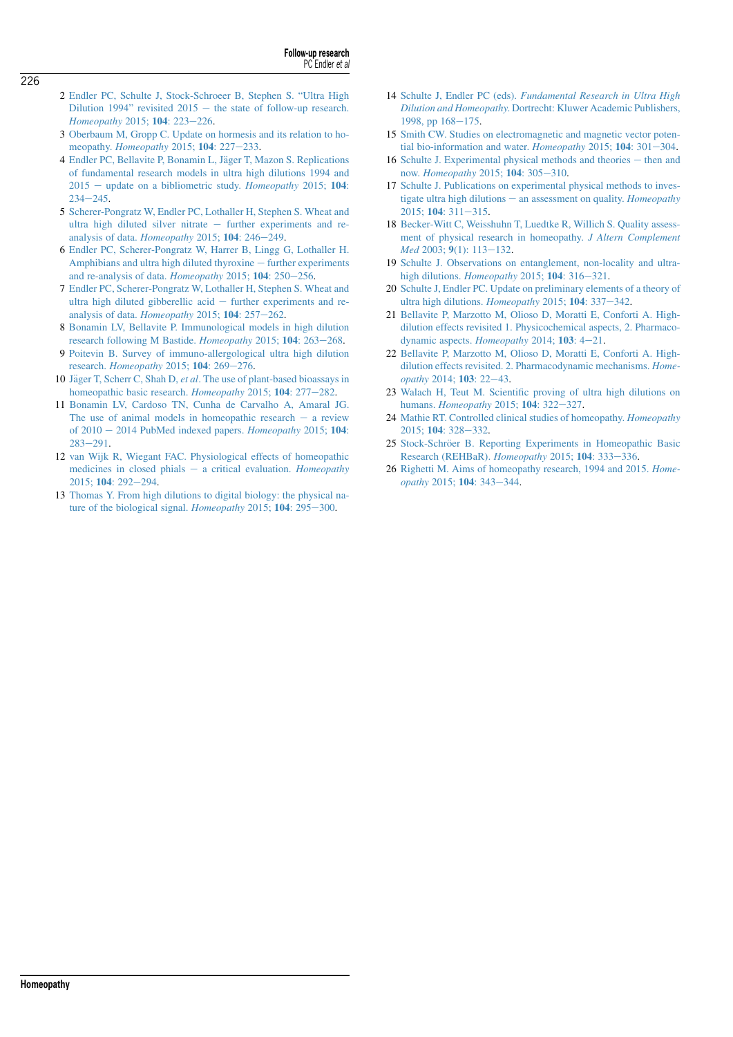2 Endler PC, Schulte J, Stock-Schroeer B, Stephen S. "Ultra High Dilution 1994" revisited 2015 – the state of follow-up research. *Homeopathy* 2015; **104**: 223–226.

3 Oberbaum M, Gropp C. Update on hormesis and its relation to homeopathy. *Homeopathy* 2015; **104**: 227–233.

4 Endler PC, Bellavite P, Bonamin L, Jäger T, Mazon S. Replications of fundamental research models in ultra high dilutions 1994 and 2015 – update on a bibliometric study. *Homeopathy* 2015; **104**: 234–245.

5 Scherer-Pongratz W, Endler PC, Lothaller H, Stephen S. Wheat and ultra high diluted silver nitrate – further experiments and re-analysis of data. *Homeopathy* 2015; **104**: 246–249.

6 Endler PC, Scherer-Pongratz W, Harrer B, Lingg G, Lothaller H. Amphibians and ultra high diluted thyroxine – further experiments and re-analysis of data. *Homeopathy* 2015; **104**: 250–256.

7 Endler PC, Scherer-Pongratz W, Lothaller H, Stephen S. Wheat and ultra high diluted gibberellic acid – further experiments and re-analysis of data. *Homeopathy* 2015; **104**: 257–262.

8 Bonamin LV, Bellavite P. Immunological models in high dilution research following M Bastide. *Homeopathy* 2015; **104**: 263–268.

9 Poitevin B. Survey of immuno-allergological ultra high dilution research. *Homeopathy* 2015; **104**: 269–276.

10 Jäger T, Scherr C, Shah D, *et al*. The use of plant-based bioassays in homeopathic basic research. *Homeopathy* 2015; **104**: 277–282.

11 Bonamin LV, Cardoso TN, Cunha de Carvalho A, Amaral JG. The use of animal models in homeopathic research – a review of 2010 – 2014 PubMed indexed papers. *Homeopathy* 2015; **104**: 283–291.

12 van Wijk R, Wiegant FAC. Physiological effects of homeopathic medicines in closed phials – a critical evaluation. *Homeopathy* 2015; **104**: 292–294.

13 Thomas Y. From high dilutions to digital biology: the physical nature of the biological signal. *Homeopathy* 2015; **104**: 295–300.

14 Schulte J, Endler PC (eds). *Fundamental Research in Ultra High Dilution and Homeopathy*. Dortrecht: Kluwer Academic Publishers, 1998, pp 168–175.

15 Smith CW. Studies on electromagnetic and magnetic vector potential bio-information and water. *Homeopathy* 2015; **104**: 301–304.

16 Schulte J. Experimental physical methods and theories – then and now. *Homeopathy* 2015; **104**: 305–310.

17 Schulte J. Publications on experimental physical methods to investigate ultra high dilutions – an assessment on quality. *Homeopathy* 2015; **104**: 311–315.

18 Becker-Witt C, Weisshuhn T, Luedtke R, Willich S. Quality assessment of physical research in homeopathy. *J Altern Complement Med* 2003; **9**(1): 113–132.

19 Schulte J. Observations on entanglement, non-locality and ultra-high dilutions. *Homeopathy* 2015; **104**: 316–321.

20 Schulte J, Endler PC. Update on preliminary elements of a theory of ultra high dilutions. *Homeopathy* 2015; **104**: 337–342.

21 Bellavite P, Marzotto M, Olioso D, Moratti E, Conforti A. High-dilution effects revisited 1. Physicochemical aspects, 2. Pharmacodynamic aspects. *Homeopathy* 2014; **103**: 4–21.

22 Bellavite P, Marzotto M, Olioso D, Moratti E, Conforti A. High-dilution effects revisited. 2. Pharmacodynamic mechanisms. *Homeopathy* 2014; **103**: 22–43.

23 Walach H, Teut M. Scientific proving of ultra high dilutions on humans. *Homeopathy* 2015; **104**: 322–327.

24 Mathie RT. Controlled clinical studies of homeopathy. *Homeopathy* 2015; **104**: 328–332.

25 Stock-Schröer B. Reporting Experiments in Homeopathic Basic Research (REHBaR). *Homeopathy* 2015; **104**: 333–336.

26 Righetti M. Aims of homeopathy research, 1994 and 2015. *Homeopathy* 2015; **104**: 343–344.